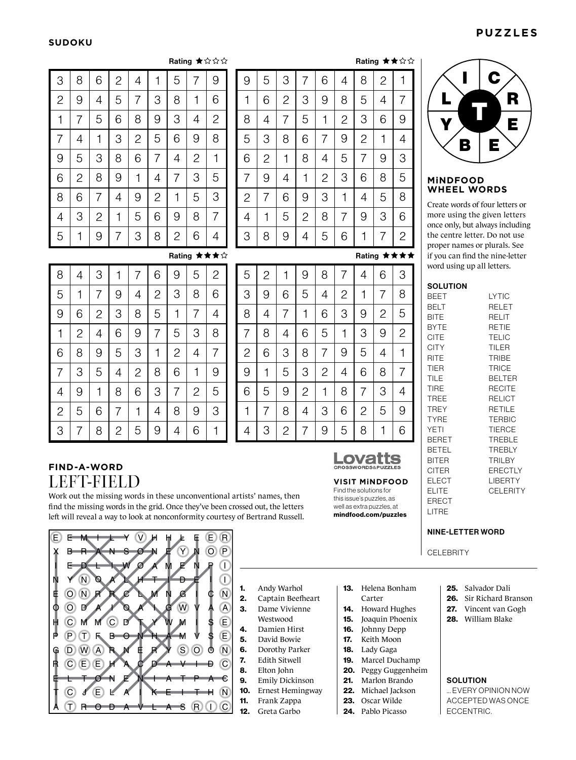# PUZZLES

## SUDOKU

Rating ★☆☆☆

| | | | | | | | | |
|---|---|---|---|---|---|---|---|---|
| 3 | 8 | 6 | 2 | 4 | 1 | 5 | 7 | 9 |
| 2 | 9 | 4 | 5 | 7 | 3 | 8 | 1 | 6 |
| 1 | 7 | 5 | 6 | 8 | 9 | 3 | 4 | 2 |
| 7 | 4 | 1 | 3 | 2 | 5 | 6 | 9 | 8 |
| 9 | 5 | 3 | 8 | 6 | 7 | 4 | 2 | 1 |
| 6 | 2 | 8 | 9 | 1 | 4 | 7 | 3 | 5 |
| 8 | 6 | 7 | 4 | 9 | 2 | 1 | 5 | 3 |
| 4 | 3 | 2 | 1 | 5 | 6 | 9 | 8 | 7 |
| 5 | 1 | 9 | 7 | 3 | 8 | 2 | 6 | 4 |

Rating ★★☆☆

| | | | | | | | | |
|---|---|---|---|---|---|---|---|---|
| 9 | 5 | 3 | 7 | 6 | 4 | 8 | 2 | 1 |
| 1 | 6 | 2 | 3 | 9 | 8 | 5 | 4 | 7 |
| 8 | 4 | 7 | 5 | 1 | 2 | 3 | 6 | 9 |
| 5 | 3 | 8 | 6 | 7 | 9 | 2 | 1 | 4 |
| 6 | 2 | 1 | 8 | 4 | 5 | 7 | 9 | 3 |
| 7 | 9 | 4 | 1 | 2 | 3 | 6 | 8 | 5 |
| 2 | 7 | 6 | 9 | 3 | 1 | 4 | 5 | 8 |
| 4 | 1 | 5 | 2 | 8 | 7 | 9 | 3 | 6 |
| 3 | 8 | 9 | 4 | 5 | 6 | 1 | 7 | 2 |

Rating ★★★☆

| | | | | | | | | |
|---|---|---|---|---|---|---|---|---|
| 8 | 4 | 3 | 1 | 7 | 6 | 9 | 5 | 2 |
| 5 | 1 | 7 | 9 | 4 | 2 | 3 | 8 | 6 |
| 9 | 6 | 2 | 3 | 8 | 5 | 1 | 7 | 4 |
| 1 | 2 | 4 | 6 | 9 | 7 | 5 | 3 | 8 |
| 6 | 8 | 9 | 5 | 3 | 1 | 2 | 4 | 7 |
| 7 | 3 | 5 | 4 | 2 | 8 | 6 | 1 | 9 |
| 4 | 9 | 1 | 8 | 6 | 3 | 7 | 2 | 5 |
| 2 | 5 | 6 | 7 | 1 | 4 | 8 | 9 | 3 |
| 3 | 7 | 8 | 2 | 5 | 9 | 4 | 6 | 1 |

Rating ★★★★

| | | | | | | | | |
|---|---|---|---|---|---|---|---|---|
| 5 | 2 | 1 | 9 | 8 | 7 | 4 | 6 | 3 |
| 3 | 9 | 6 | 5 | 4 | 2 | 1 | 7 | 8 |
| 8 | 4 | 7 | 1 | 6 | 3 | 9 | 2 | 5 |
| 7 | 8 | 4 | 6 | 5 | 1 | 3 | 9 | 2 |
| 2 | 6 | 3 | 8 | 7 | 9 | 5 | 4 | 1 |
| 9 | 1 | 5 | 3 | 2 | 4 | 6 | 8 | 7 |
| 6 | 5 | 9 | 2 | 1 | 8 | 7 | 3 | 4 |
| 1 | 7 | 8 | 4 | 3 | 6 | 2 | 5 | 9 |
| 4 | 3 | 2 | 7 | 9 | 5 | 8 | 1 | 6 |

## MiNDFOOD WHEEL WORDS

Letters: I, C, R, E, E, B, Y, L (centre letter: T)

Create words of four letters or more using the given letters once only, but always including the centre letter. Do not use proper names or plurals. See if you can find the nine-letter word using up all letters.

### SOLUTION

BEET, BELT, BITE, BYTE, CITE, CITY, RITE, TIER, TILE, TIRE, TREE, TREY, TYRE, YETI, BERET, BETEL, BITER, CITER, ELECT, ELITE, ERECT, LITRE, LYTIC, RELET, RELIT, RETIE, TELIC, TILER, TRIBE, TRICE, BELTER, RECITE, RELICT, RETILE, TERBIC, TIERCE, TREBLE, TREBLY, TRILBY, ERECTLY, LIBERTY, CELERITY

### NINE-LETTER WORD

CELEBRITY

Lovatts Crosswords & Puzzles

**VISIT MiNDFOOD**
Find the solutions for this issue's puzzles, as well as extra puzzles, at **mindfood.com/puzzles**

## FIND-A-WORD

# LEFT-FIELD

Work out the missing words in these unconventional artists' names, then find the missing words in the grid. Once they've been crossed out, the letters left will reveal a way to look at nonconformity courtesy of Bertrand Russell.

```
E E M I L Y V H H L E E R
X B R A N S O N E Y N O P
I E D L I W O A M E N P I
N Y N O A L H T I D E I I
E O N R R C L M N G I C N
O O D A I O A I G W V A A
H C M M C D T Y W M I S E
P P T F B O N H A M V S E
G D W A R N E R Y S O O N
R C E E H A C D A V I D C
E L T O N E N I A T P A C
T C J E L A I K E I T H N
A T R O D A V L A S R I C
```

1. Andy Warhol
2. Captain Beefheart
3. Dame Vivienne Westwood
4. Damien Hirst
5. David Bowie
6. Dorothy Parker
7. Edith Sitwell
8. Elton John
9. Emily Dickinson
10. Ernest Hemingway
11. Frank Zappa
12. Greta Garbo
13. Helena Bonham Carter
14. Howard Hughes
15. Joaquin Phoenix
16. Johnny Depp
17. Keith Moon
18. Lady Gaga
19. Marcel Duchamp
20. Peggy Guggenheim
21. Marlon Brando
22. Michael Jackson
23. Oscar Wilde
24. Pablo Picasso
25. Salvador Dali
26. Sir Richard Branson
27. Vincent van Gogh
28. William Blake

### SOLUTION

... EVERY OPINION NOW ACCEPTED WAS ONCE ECCENTRIC.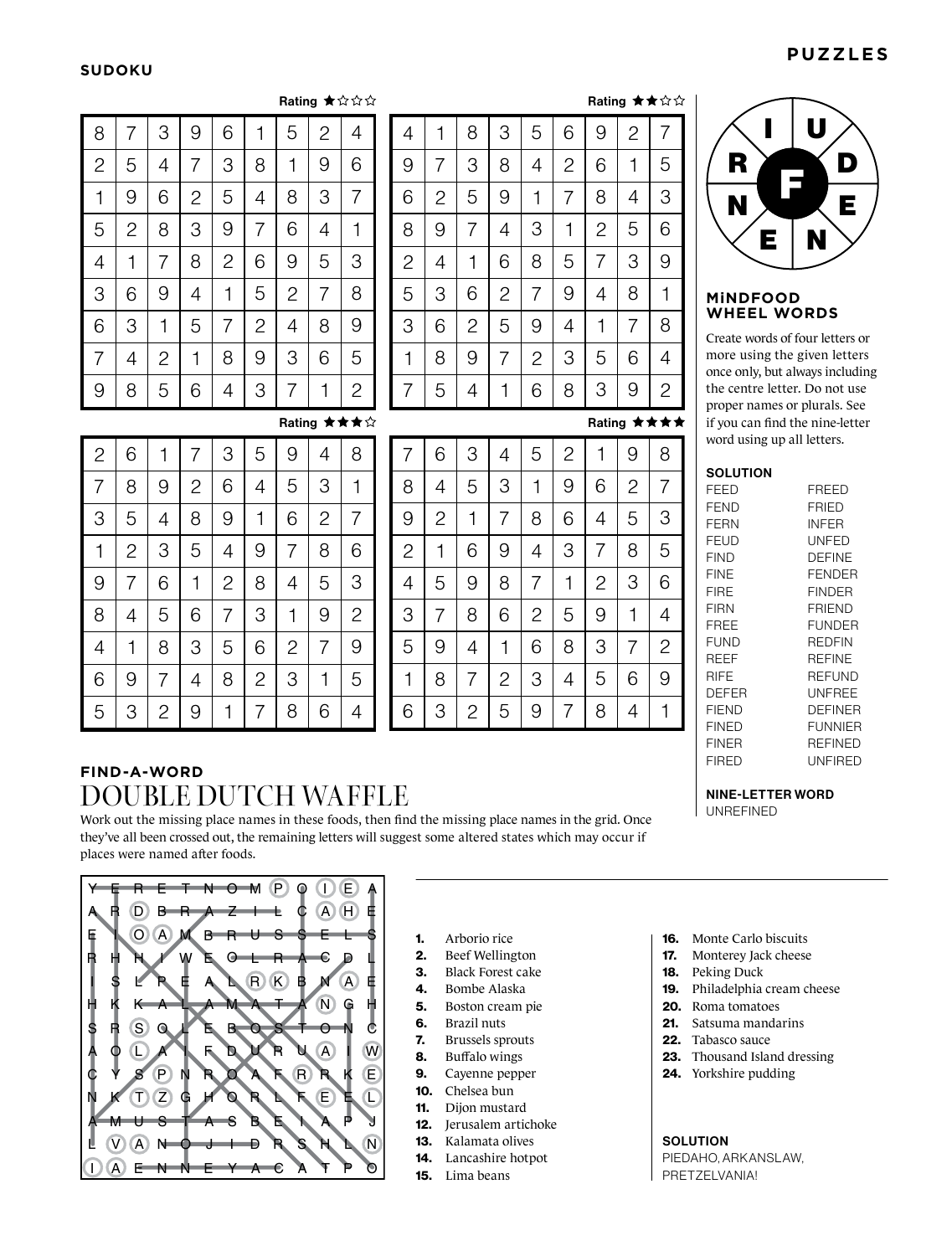# PUZZLES

## SUDOKU

Rating ★☆☆☆

| | | | | | | | | |
|---|---|---|---|---|---|---|---|---|
| 8 | 7 | 3 | 9 | 6 | 1 | 5 | 2 | 4 |
| 2 | 5 | 4 | 7 | 3 | 8 | 1 | 9 | 6 |
| 1 | 9 | 6 | 2 | 5 | 4 | 8 | 3 | 7 |
| 5 | 2 | 8 | 3 | 9 | 7 | 6 | 4 | 1 |
| 4 | 1 | 7 | 8 | 2 | 6 | 9 | 5 | 3 |
| 3 | 6 | 9 | 4 | 1 | 5 | 2 | 7 | 8 |
| 6 | 3 | 1 | 5 | 7 | 2 | 4 | 8 | 9 |
| 7 | 4 | 2 | 1 | 8 | 9 | 3 | 6 | 5 |
| 9 | 8 | 5 | 6 | 4 | 3 | 7 | 1 | 2 |

Rating ★★☆☆

| | | | | | | | | |
|---|---|---|---|---|---|---|---|---|
| 4 | 1 | 8 | 3 | 5 | 6 | 9 | 2 | 7 |
| 9 | 7 | 3 | 8 | 4 | 2 | 6 | 1 | 5 |
| 6 | 2 | 5 | 9 | 1 | 7 | 8 | 4 | 3 |
| 8 | 9 | 7 | 4 | 3 | 1 | 2 | 5 | 6 |
| 2 | 4 | 1 | 6 | 8 | 5 | 7 | 3 | 9 |
| 5 | 3 | 6 | 2 | 7 | 9 | 4 | 8 | 1 |
| 3 | 6 | 2 | 5 | 9 | 4 | 1 | 7 | 8 |
| 1 | 8 | 9 | 7 | 2 | 3 | 5 | 6 | 4 |
| 7 | 5 | 4 | 1 | 6 | 8 | 3 | 9 | 2 |

Rating ★★★☆

| | | | | | | | | |
|---|---|---|---|---|---|---|---|---|
| 2 | 6 | 1 | 7 | 3 | 5 | 9 | 4 | 8 |
| 7 | 8 | 9 | 2 | 6 | 4 | 5 | 3 | 1 |
| 3 | 5 | 4 | 8 | 9 | 1 | 6 | 2 | 7 |
| 1 | 2 | 3 | 5 | 4 | 9 | 7 | 8 | 6 |
| 9 | 7 | 6 | 1 | 2 | 8 | 4 | 5 | 3 |
| 8 | 4 | 5 | 6 | 7 | 3 | 1 | 9 | 2 |
| 4 | 1 | 8 | 3 | 5 | 6 | 2 | 7 | 9 |
| 6 | 9 | 7 | 4 | 8 | 2 | 3 | 1 | 5 |
| 5 | 3 | 2 | 9 | 1 | 7 | 8 | 6 | 4 |

Rating ★★★★

| | | | | | | | | |
|---|---|---|---|---|---|---|---|---|
| 7 | 6 | 3 | 4 | 5 | 2 | 1 | 9 | 8 |
| 8 | 4 | 5 | 3 | 1 | 9 | 6 | 2 | 7 |
| 9 | 2 | 1 | 7 | 8 | 6 | 4 | 5 | 3 |
| 2 | 1 | 6 | 9 | 4 | 3 | 7 | 8 | 5 |
| 4 | 5 | 9 | 8 | 7 | 1 | 2 | 3 | 6 |
| 3 | 7 | 8 | 6 | 2 | 5 | 9 | 1 | 4 |
| 5 | 9 | 4 | 1 | 6 | 8 | 3 | 7 | 2 |
| 1 | 8 | 7 | 2 | 3 | 4 | 5 | 6 | 9 |
| 6 | 3 | 2 | 5 | 9 | 7 | 8 | 4 | 1 |

## MiNDFOOD WHEEL WORDS

I U D E N E N R — centre letter: F

Create words of four letters or more using the given letters once only, but always including the centre letter. Do not use proper names or plurals. See if you can find the nine-letter word using up all letters.

**SOLUTION**

FEED, FEND, FERN, FEUD, FIND, FINE, FIRE, FIRN, FREE, FUND, REEF, RIFE, DEFER, FIEND, FINED, FINER, FIRED, FREED, FRIED, INFER, UNFED, DEFINE, FENDER, FINDER, FRIEND, FUNDER, REDFIN, REFINE, REFUND, UNFREE, DEFINER, FUNNIER, REFINED, UNFIRED

**NINE-LETTER WORD**

UNREFINED

## FIND-A-WORD

# DOUBLE DUTCH WAFFLE

Work out the missing place names in these foods, then find the missing place names in the grid. Once they've all been crossed out, the remaining letters will suggest some altered states which may occur if places were named after foods.

| | | | | | | | | | |
|---|---|---|---|---|---|---|---|---|---|
| Y | E | R | E | T | N | O | M | P | O | I | E | A |
| A | R | D | B | R | A | Z | I | L | C | A | H | E |
| E | I | O | A | M | B | R | U | S | S | E | L | S |
| R | H | H | I | W | E | O | L | R | A | C | D | L |
| I | S | L | P | E | A | L | R | K | B | N | A | E |
| H | K | K | A | L | A | M | A | T | A | N | G | H |
| S | R | S | O | L | E | B | O | S | T | O | N | C |
| A | O | L | A | I | F | D | U | R | U | A | I | W |
| C | Y | S | P | N | R | O | A | F | R | R | K | E |
| N | K | T | Z | G | H | O | R | L | F | E | E | L |
| A | M | U | S | T | A | S | B | E | I | A | P | J |
| L | V | A | N | O | J | I | D | R | S | H | L | N |
| I | A | E | N | N | E | Y | A | C | A | T | P | O |

1. Arborio rice
2. Beef Wellington
3. Black Forest cake
4. Bombe Alaska
5. Boston cream pie
6. Brazil nuts
7. Brussels sprouts
8. Buffalo wings
9. Cayenne pepper
10. Chelsea bun
11. Dijon mustard
12. Jerusalem artichoke
13. Kalamata olives
14. Lancashire hotpot
15. Lima beans
16. Monte Carlo biscuits
17. Monterey Jack cheese
18. Peking Duck
19. Philadelphia cream cheese
20. Roma tomatoes
21. Satsuma mandarins
22. Tabasco sauce
23. Thousand Island dressing
24. Yorkshire pudding

**SOLUTION**

PIEDAHO, ARKANSLAW, PRETZELVANIA!